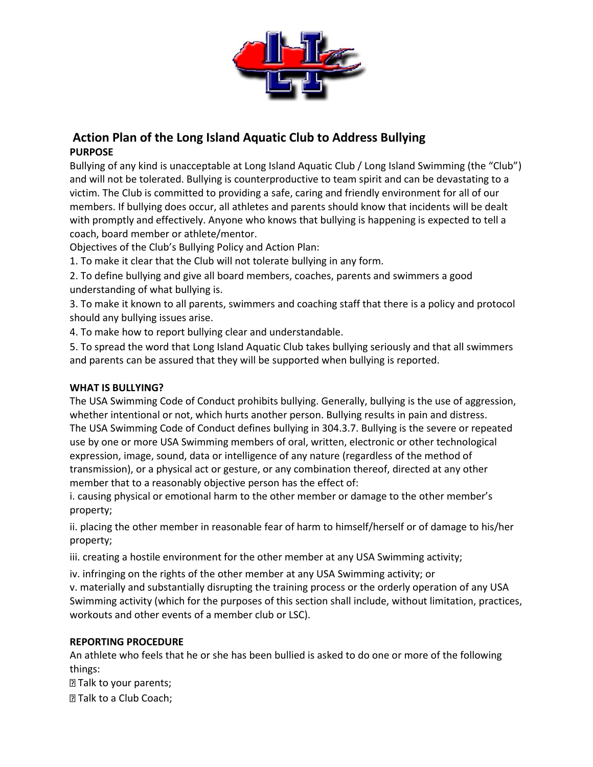# Action Plan of the Long Island Aquatic Club to Address Bullying

**PURPOSE**

Bullying of any kind is unacceptable at Long Island Aquatic Club / Long Island Swimming (the "Club") and will not be tolerated. Bullying is counterproductive to team spirit and can be devastating to a victim. The Club is committed to providing a safe, caring and friendly environment for all of our members. If bullying does occur, all athletes and parents should know that incidents will be dealt with promptly and effectively. Anyone who knows that bullying is happening is expected to tell a coach, board member or athlete/mentor.

Objectives of the Club's Bullying Policy and Action Plan:

1. To make it clear that the Club will not tolerate bullying in any form.
2. To define bullying and give all board members, coaches, parents and swimmers a good understanding of what bullying is.
3. To make it known to all parents, swimmers and coaching staff that there is a policy and protocol should any bullying issues arise.
4. To make how to report bullying clear and understandable.
5. To spread the word that Long Island Aquatic Club takes bullying seriously and that all swimmers and parents can be assured that they will be supported when bullying is reported.

**WHAT IS BULLYING?**

The USA Swimming Code of Conduct prohibits bullying. Generally, bullying is the use of aggression, whether intentional or not, which hurts another person. Bullying results in pain and distress.

The USA Swimming Code of Conduct defines bullying in 304.3.7. Bullying is the severe or repeated use by one or more USA Swimming members of oral, written, electronic or other technological expression, image, sound, data or intelligence of any nature (regardless of the method of transmission), or a physical act or gesture, or any combination thereof, directed at any other member that to a reasonably objective person has the effect of:

i. causing physical or emotional harm to the other member or damage to the other member's property;

ii. placing the other member in reasonable fear of harm to himself/herself or of damage to his/her property;

iii. creating a hostile environment for the other member at any USA Swimming activity;

iv. infringing on the rights of the other member at any USA Swimming activity; or

v. materially and substantially disrupting the training process or the orderly operation of any USA Swimming activity (which for the purposes of this section shall include, without limitation, practices, workouts and other events of a member club or LSC).

**REPORTING PROCEDURE**

An athlete who feels that he or she has been bullied is asked to do one or more of the following things:

- Talk to your parents;
- Talk to a Club Coach;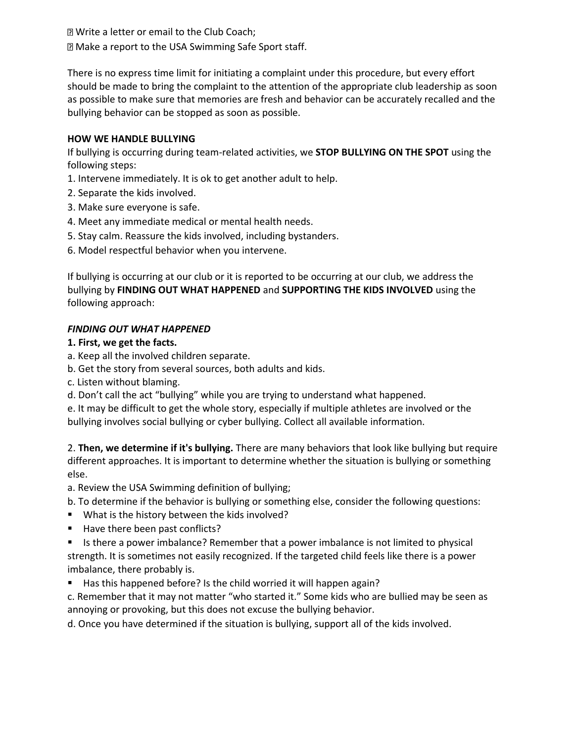- Write a letter or email to the Club Coach;
- Make a report to the USA Swimming Safe Sport staff.

There is no express time limit for initiating a complaint under this procedure, but every effort should be made to bring the complaint to the attention of the appropriate club leadership as soon as possible to make sure that memories are fresh and behavior can be accurately recalled and the bullying behavior can be stopped as soon as possible.

**HOW WE HANDLE BULLYING**

If bullying is occurring during team-related activities, we **STOP BULLYING ON THE SPOT** using the following steps:

1. Intervene immediately. It is ok to get another adult to help.
2. Separate the kids involved.
3. Make sure everyone is safe.
4. Meet any immediate medical or mental health needs.
5. Stay calm. Reassure the kids involved, including bystanders.
6. Model respectful behavior when you intervene.

If bullying is occurring at our club or it is reported to be occurring at our club, we address the bullying by **FINDING OUT WHAT HAPPENED** and **SUPPORTING THE KIDS INVOLVED** using the following approach:

***FINDING OUT WHAT HAPPENED***

**1. First, we get the facts.**

a. Keep all the involved children separate.
b. Get the story from several sources, both adults and kids.
c. Listen without blaming.
d. Don't call the act "bullying" while you are trying to understand what happened.
e. It may be difficult to get the whole story, especially if multiple athletes are involved or the bullying involves social bullying or cyber bullying. Collect all available information.

2. **Then, we determine if it's bullying.** There are many behaviors that look like bullying but require different approaches. It is important to determine whether the situation is bullying or something else.

a. Review the USA Swimming definition of bullying;
b. To determine if the behavior is bullying or something else, consider the following questions:

- What is the history between the kids involved?
- Have there been past conflicts?
- Is there a power imbalance? Remember that a power imbalance is not limited to physical strength. It is sometimes not easily recognized. If the targeted child feels like there is a power imbalance, there probably is.
- Has this happened before? Is the child worried it will happen again?

c. Remember that it may not matter "who started it." Some kids who are bullied may be seen as annoying or provoking, but this does not excuse the bullying behavior.
d. Once you have determined if the situation is bullying, support all of the kids involved.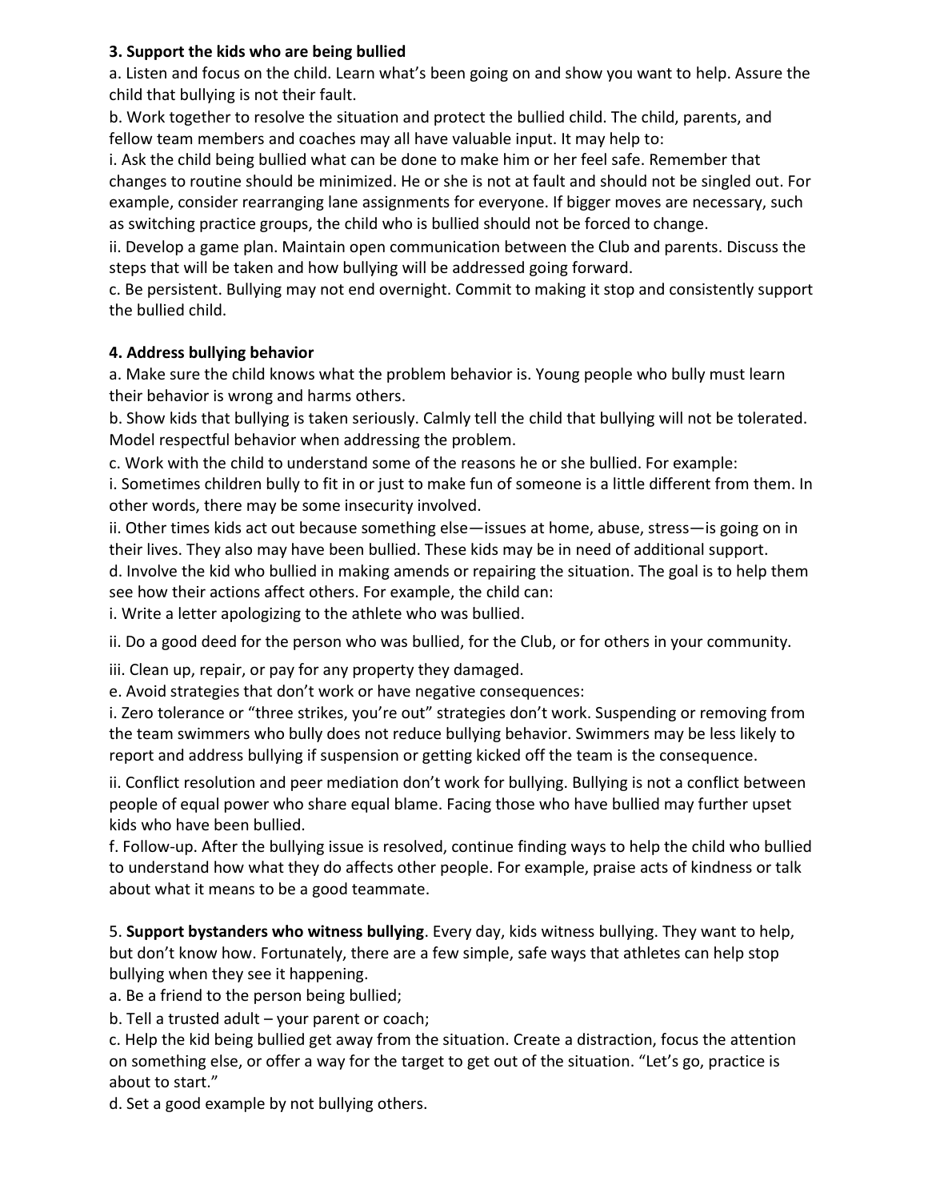**3. Support the kids who are being bullied**

a. Listen and focus on the child. Learn what's been going on and show you want to help. Assure the child that bullying is not their fault.

b. Work together to resolve the situation and protect the bullied child. The child, parents, and fellow team members and coaches may all have valuable input. It may help to:

i. Ask the child being bullied what can be done to make him or her feel safe. Remember that changes to routine should be minimized. He or she is not at fault and should not be singled out. For example, consider rearranging lane assignments for everyone. If bigger moves are necessary, such as switching practice groups, the child who is bullied should not be forced to change.

ii. Develop a game plan. Maintain open communication between the Club and parents. Discuss the steps that will be taken and how bullying will be addressed going forward.

c. Be persistent. Bullying may not end overnight. Commit to making it stop and consistently support the bullied child.

**4. Address bullying behavior**

a. Make sure the child knows what the problem behavior is. Young people who bully must learn their behavior is wrong and harms others.

b. Show kids that bullying is taken seriously. Calmly tell the child that bullying will not be tolerated. Model respectful behavior when addressing the problem.

c. Work with the child to understand some of the reasons he or she bullied. For example:

i. Sometimes children bully to fit in or just to make fun of someone is a little different from them. In other words, there may be some insecurity involved.

ii. Other times kids act out because something else—issues at home, abuse, stress—is going on in their lives. They also may have been bullied. These kids may be in need of additional support.

d. Involve the kid who bullied in making amends or repairing the situation. The goal is to help them see how their actions affect others. For example, the child can:

i. Write a letter apologizing to the athlete who was bullied.

ii. Do a good deed for the person who was bullied, for the Club, or for others in your community.

iii. Clean up, repair, or pay for any property they damaged.

e. Avoid strategies that don't work or have negative consequences:

i. Zero tolerance or "three strikes, you're out" strategies don't work. Suspending or removing from the team swimmers who bully does not reduce bullying behavior. Swimmers may be less likely to report and address bullying if suspension or getting kicked off the team is the consequence.

ii. Conflict resolution and peer mediation don't work for bullying. Bullying is not a conflict between people of equal power who share equal blame. Facing those who have bullied may further upset kids who have been bullied.

f. Follow-up. After the bullying issue is resolved, continue finding ways to help the child who bullied to understand how what they do affects other people. For example, praise acts of kindness or talk about what it means to be a good teammate.

5. **Support bystanders who witness bullying**. Every day, kids witness bullying. They want to help, but don't know how. Fortunately, there are a few simple, safe ways that athletes can help stop bullying when they see it happening.

a. Be a friend to the person being bullied;

b. Tell a trusted adult – your parent or coach;

c. Help the kid being bullied get away from the situation. Create a distraction, focus the attention on something else, or offer a way for the target to get out of the situation. "Let's go, practice is about to start."

d. Set a good example by not bullying others.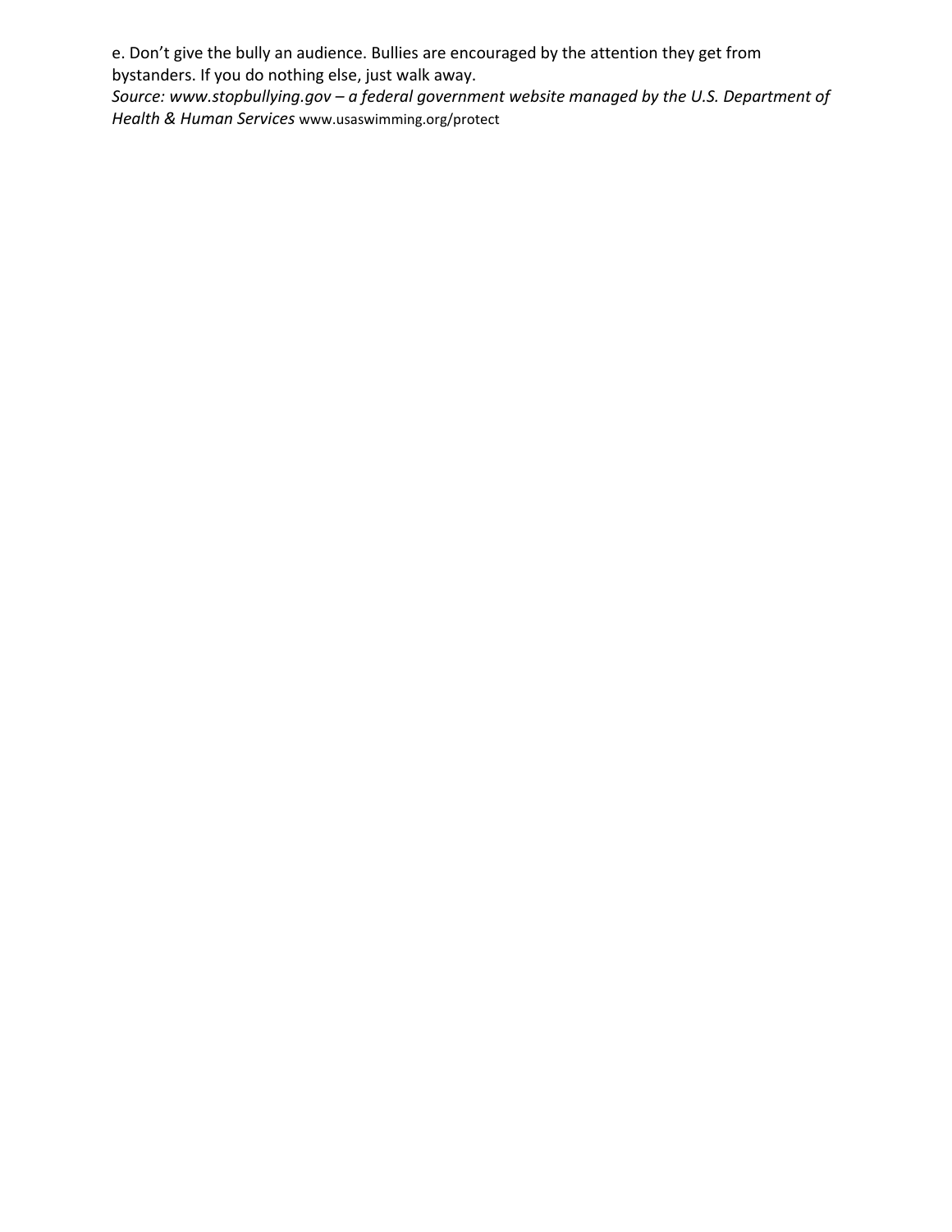e. Don't give the bully an audience. Bullies are encouraged by the attention they get from bystanders. If you do nothing else, just walk away.

*Source: www.stopbullying.gov – a federal government website managed by the U.S. Department of Health & Human Services* www.usaswimming.org/protect